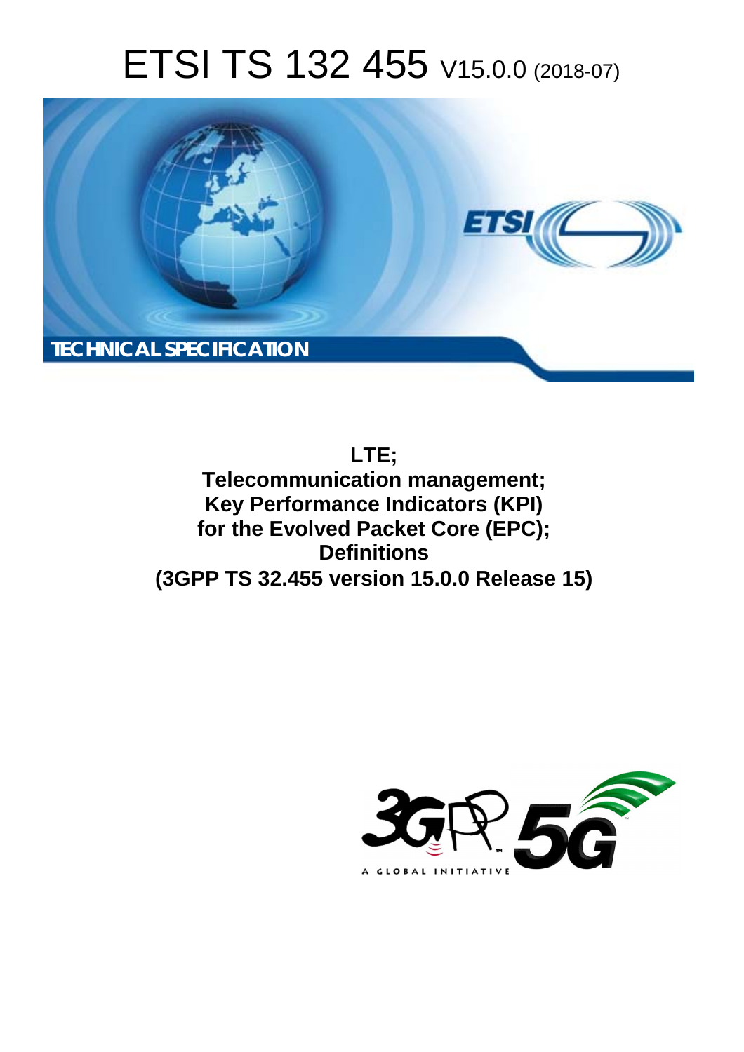# ETSI TS 132 455 V15.0.0 (2018-07)

**TECHNICAL SPECIFICATION**

**LTE;**
**Telecommunication management;**
**Key Performance Indicators (KPI)**
**for the Evolved Packet Core (EPC);**
**Definitions**
**(3GPP TS 32.455 version 15.0.0 Release 15)**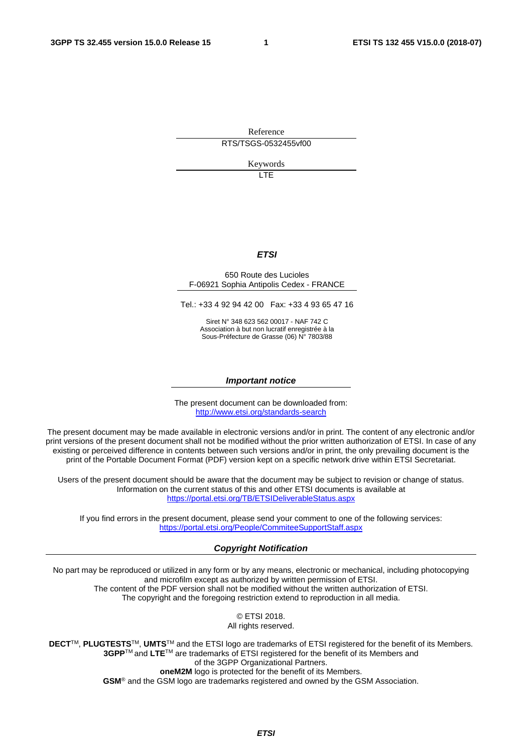Reference

RTS/TSGS-0532455vf00

Keywords

LTE

***ETSI***

650 Route des Lucioles
F-06921 Sophia Antipolis Cedex - FRANCE

Tel.: +33 4 92 94 42 00   Fax: +33 4 93 65 47 16

Siret N° 348 623 562 00017 - NAF 742 C
Association à but non lucratif enregistrée à la
Sous-Préfecture de Grasse (06) N° 7803/88

***Important notice***

The present document can be downloaded from:
http://www.etsi.org/standards-search

The present document may be made available in electronic versions and/or in print. The content of any electronic and/or print versions of the present document shall not be modified without the prior written authorization of ETSI. In case of any existing or perceived difference in contents between such versions and/or in print, the only prevailing document is the print of the Portable Document Format (PDF) version kept on a specific network drive within ETSI Secretariat.

Users of the present document should be aware that the document may be subject to revision or change of status. Information on the current status of this and other ETSI documents is available at
https://portal.etsi.org/TB/ETSIDeliverableStatus.aspx

If you find errors in the present document, please send your comment to one of the following services:
https://portal.etsi.org/People/CommiteeSupportStaff.aspx

***Copyright Notification***

No part may be reproduced or utilized in any form or by any means, electronic or mechanical, including photocopying and microfilm except as authorized by written permission of ETSI.
The content of the PDF version shall not be modified without the written authorization of ETSI.
The copyright and the foregoing restriction extend to reproduction in all media.

© ETSI 2018.
All rights reserved.

**DECT**™, **PLUGTESTS**™, **UMTS**™ and the ETSI logo are trademarks of ETSI registered for the benefit of its Members.
**3GPP**™ and **LTE**™ are trademarks of ETSI registered for the benefit of its Members and
of the 3GPP Organizational Partners.
**oneM2M** logo is protected for the benefit of its Members.
**GSM**® and the GSM logo are trademarks registered and owned by the GSM Association.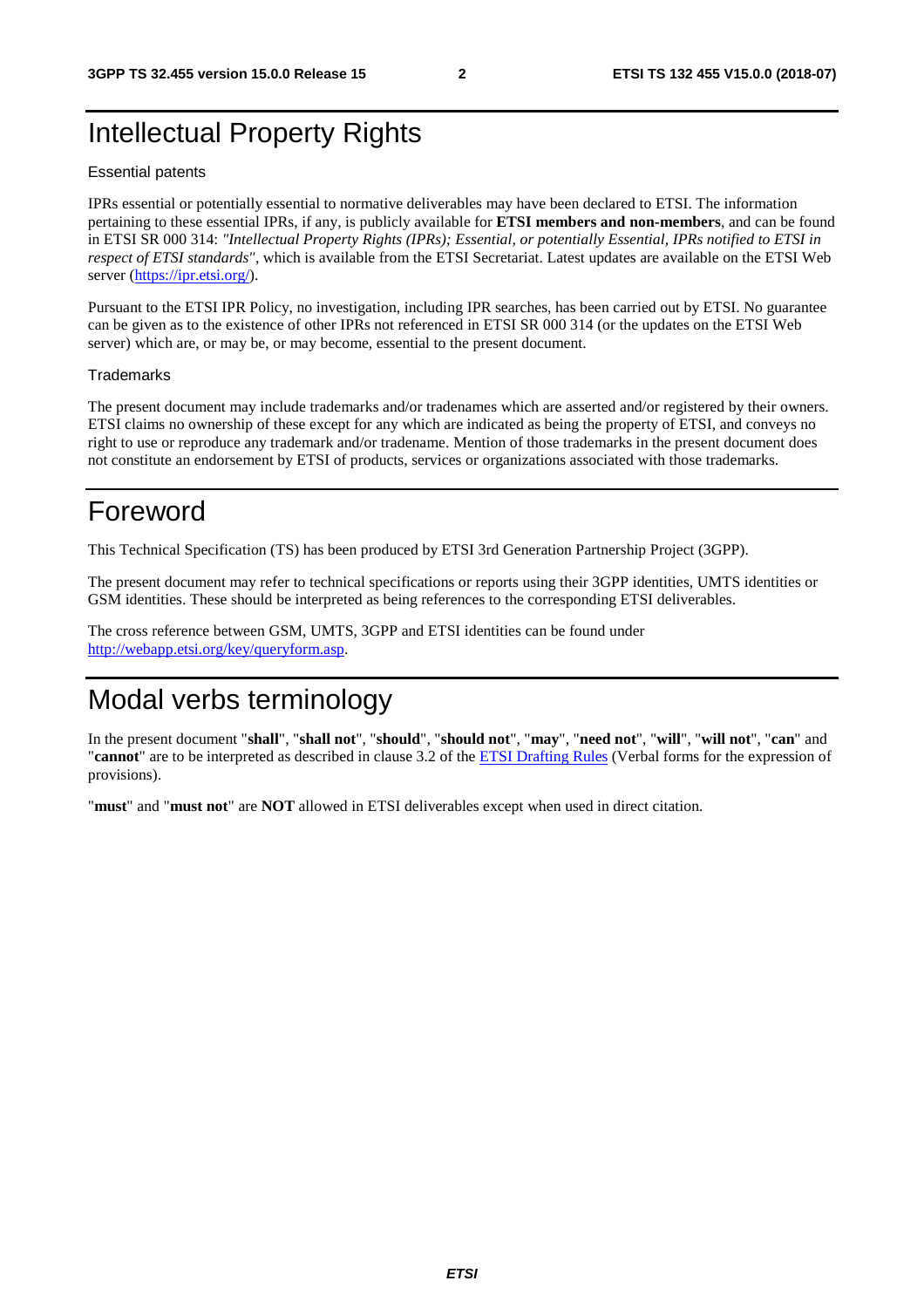# Intellectual Property Rights

Essential patents

IPRs essential or potentially essential to normative deliverables may have been declared to ETSI. The information pertaining to these essential IPRs, if any, is publicly available for **ETSI members and non-members**, and can be found in ETSI SR 000 314: *"Intellectual Property Rights (IPRs); Essential, or potentially Essential, IPRs notified to ETSI in respect of ETSI standards"*, which is available from the ETSI Secretariat. Latest updates are available on the ETSI Web server (https://ipr.etsi.org/).

Pursuant to the ETSI IPR Policy, no investigation, including IPR searches, has been carried out by ETSI. No guarantee can be given as to the existence of other IPRs not referenced in ETSI SR 000 314 (or the updates on the ETSI Web server) which are, or may be, or may become, essential to the present document.

Trademarks

The present document may include trademarks and/or tradenames which are asserted and/or registered by their owners. ETSI claims no ownership of these except for any which are indicated as being the property of ETSI, and conveys no right to use or reproduce any trademark and/or tradename. Mention of those trademarks in the present document does not constitute an endorsement by ETSI of products, services or organizations associated with those trademarks.

# Foreword

This Technical Specification (TS) has been produced by ETSI 3rd Generation Partnership Project (3GPP).

The present document may refer to technical specifications or reports using their 3GPP identities, UMTS identities or GSM identities. These should be interpreted as being references to the corresponding ETSI deliverables.

The cross reference between GSM, UMTS, 3GPP and ETSI identities can be found under http://webapp.etsi.org/key/queryform.asp.

# Modal verbs terminology

In the present document "**shall**", "**shall not**", "**should**", "**should not**", "**may**", "**need not**", "**will**", "**will not**", "**can**" and "**cannot**" are to be interpreted as described in clause 3.2 of the ETSI Drafting Rules (Verbal forms for the expression of provisions).

"**must**" and "**must not**" are **NOT** allowed in ETSI deliverables except when used in direct citation.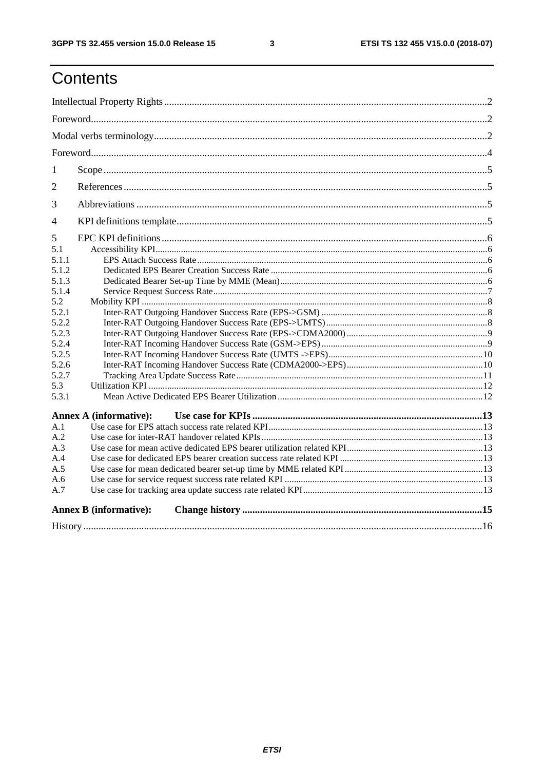# Contents

Intellectual Property Rights ........ 2

Foreword ........ 2

Modal verbs terminology ........ 2

Foreword ........ 4

1 Scope ........ 5

2 References ........ 5

3 Abbreviations ........ 5

4 KPI definitions template ........ 5

5 EPC KPI definitions ........ 6

5.1 Accessibility KPI ........ 6

5.1.1 EPS Attach Success Rate ........ 6

5.1.2 Dedicated EPS Bearer Creation Success Rate ........ 6

5.1.3 Dedicated Bearer Set-up Time by MME (Mean) ........ 6

5.1.4 Service Request Success Rate ........ 7

5.2 Mobility KPI ........ 8

5.2.1 Inter-RAT Outgoing Handover Success Rate (EPS->GSM) ........ 8

5.2.2 Inter-RAT Outgoing Handover Success Rate (EPS->UMTS) ........ 8

5.2.3 Inter-RAT Outgoing Handover Success Rate (EPS->CDMA2000) ........ 9

5.2.4 Inter-RAT Incoming Handover Success Rate (GSM->EPS) ........ 9

5.2.5 Inter-RAT Incoming Handover Success Rate (UMTS ->EPS) ........ 10

5.2.6 Inter-RAT Incoming Handover Success Rate (CDMA2000->EPS) ........ 10

5.2.7 Tracking Area Update Success Rate ........ 11

5.3 Utilization KPI ........ 12

5.3.1 Mean Active Dedicated EPS Bearer Utilization ........ 12

**Annex A (informative): Use case for KPIs ........ 13**

A.1 Use case for EPS attach success rate related KPI ........ 13

A.2 Use case for inter-RAT handover related KPIs ........ 13

A.3 Use case for mean active dedicated EPS bearer utilization related KPI ........ 13

A.4 Use case for dedicated EPS bearer creation success rate related KPI ........ 13

A.5 Use case for mean dedicated bearer set-up time by MME related KPI ........ 13

A.6 Use case for service request success rate related KPI ........ 13

A.7 Use case for tracking area update success rate related KPI ........ 13

**Annex B (informative): Change history ........ 15**

History ........ 16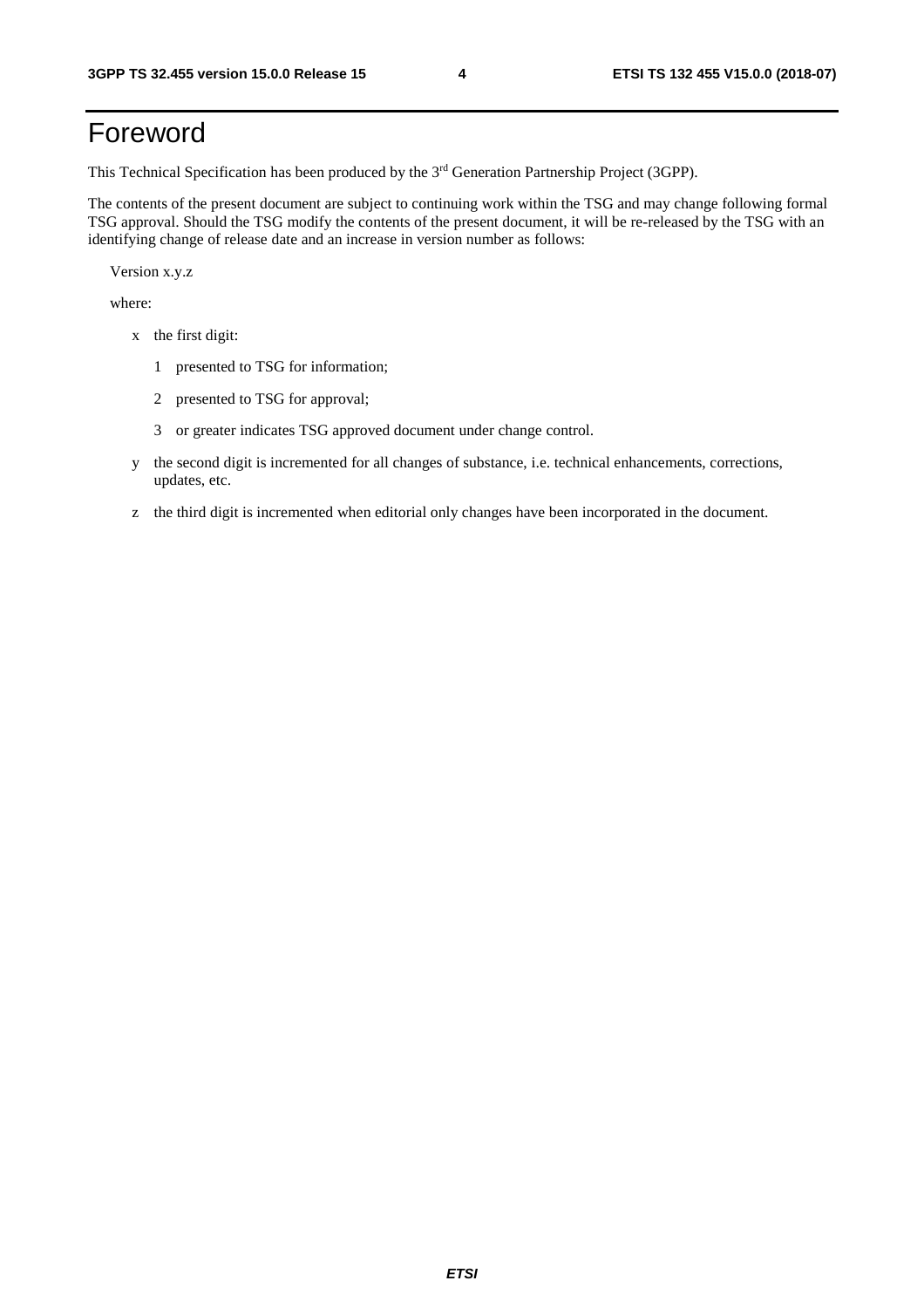# Foreword

This Technical Specification has been produced by the 3rd Generation Partnership Project (3GPP).

The contents of the present document are subject to continuing work within the TSG and may change following formal TSG approval. Should the TSG modify the contents of the present document, it will be re-released by the TSG with an identifying change of release date and an increase in version number as follows:

Version x.y.z

where:

- x the first digit:
  - 1 presented to TSG for information;
  - 2 presented to TSG for approval;
  - 3 or greater indicates TSG approved document under change control.
- y the second digit is incremented for all changes of substance, i.e. technical enhancements, corrections, updates, etc.
- z the third digit is incremented when editorial only changes have been incorporated in the document.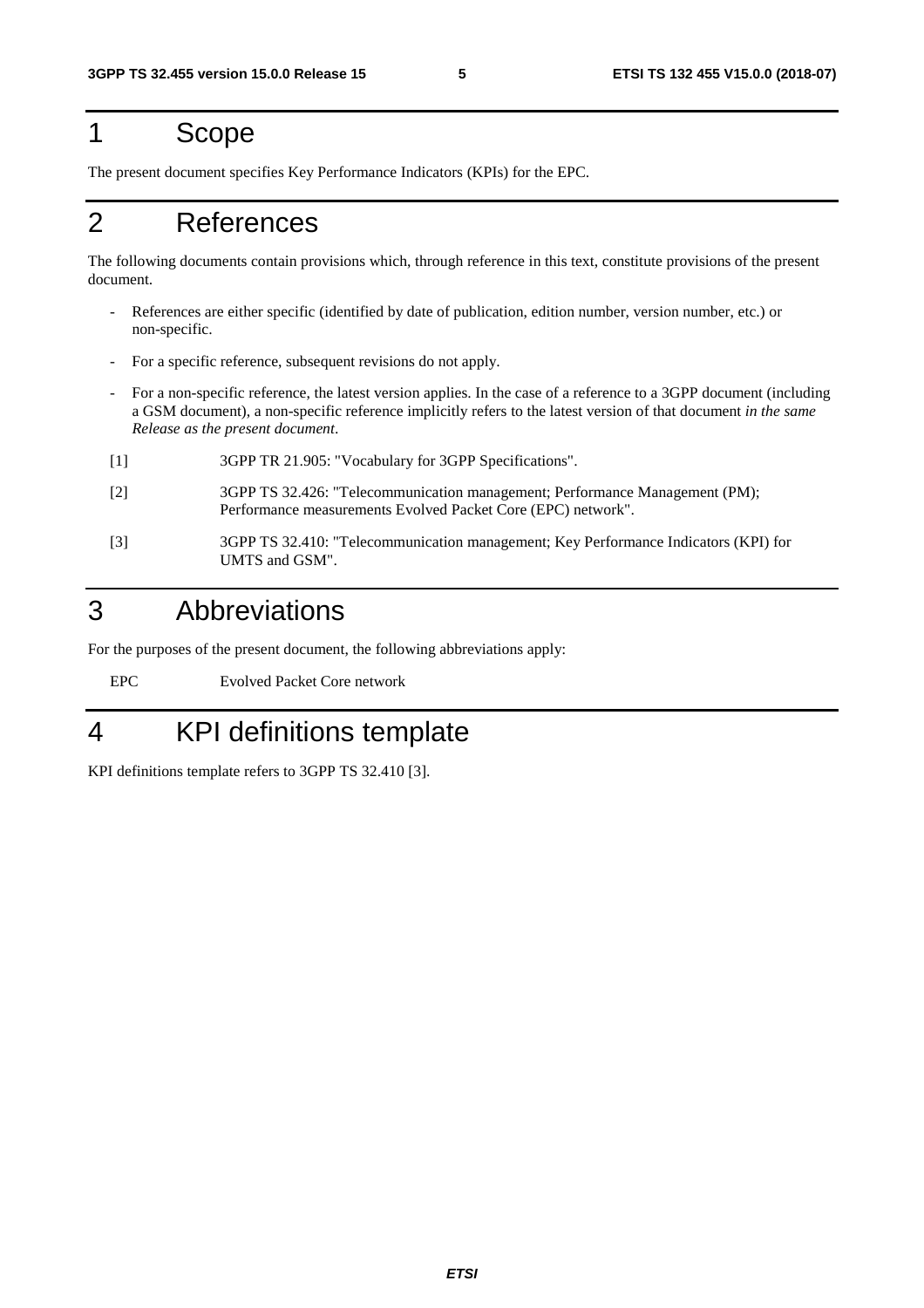# 1 Scope

The present document specifies Key Performance Indicators (KPIs) for the EPC.

# 2 References

The following documents contain provisions which, through reference in this text, constitute provisions of the present document.

- References are either specific (identified by date of publication, edition number, version number, etc.) or non-specific.
- For a specific reference, subsequent revisions do not apply.
- For a non-specific reference, the latest version applies. In the case of a reference to a 3GPP document (including a GSM document), a non-specific reference implicitly refers to the latest version of that document *in the same Release as the present document*.

[1] 3GPP TR 21.905: "Vocabulary for 3GPP Specifications".

[2] 3GPP TS 32.426: "Telecommunication management; Performance Management (PM); Performance measurements Evolved Packet Core (EPC) network".

[3] 3GPP TS 32.410: "Telecommunication management; Key Performance Indicators (KPI) for UMTS and GSM".

# 3 Abbreviations

For the purposes of the present document, the following abbreviations apply:

EPC Evolved Packet Core network

# 4 KPI definitions template

KPI definitions template refers to 3GPP TS 32.410 [3].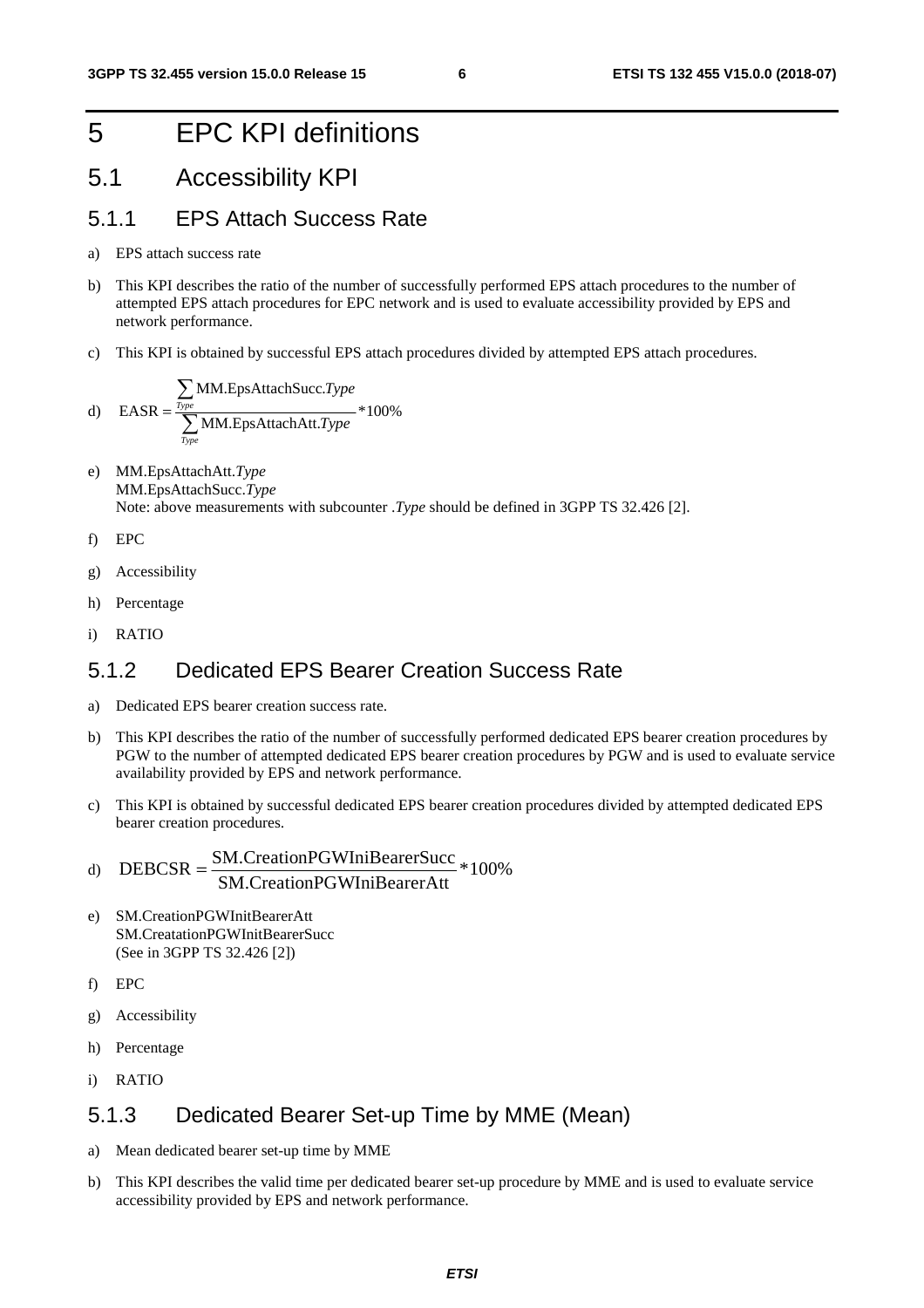# 5 EPC KPI definitions

## 5.1 Accessibility KPI

### 5.1.1 EPS Attach Success Rate

a) EPS attach success rate

b) This KPI describes the ratio of the number of successfully performed EPS attach procedures to the number of attempted EPS attach procedures for EPC network and is used to evaluate accessibility provided by EPS and network performance.

c) This KPI is obtained by successful EPS attach procedures divided by attempted EPS attach procedures.

d) $$\text{EASR} = \frac{\sum_{Type} \text{MM.EpsAttachSucc.}\mathit{Type}}{\sum_{Type} \text{MM.EpsAttachAtt.}\mathit{Type}} * 100\%$$

e) MM.EpsAttachAtt.*Type*
MM.EpsAttachSucc.*Type*
Note: above measurements with subcounter .*Type* should be defined in 3GPP TS 32.426 [2].

f) EPC

g) Accessibility

h) Percentage

i) RATIO

### 5.1.2 Dedicated EPS Bearer Creation Success Rate

a) Dedicated EPS bearer creation success rate.

b) This KPI describes the ratio of the number of successfully performed dedicated EPS bearer creation procedures by PGW to the number of attempted dedicated EPS bearer creation procedures by PGW and is used to evaluate service availability provided by EPS and network performance.

c) This KPI is obtained by successful dedicated EPS bearer creation procedures divided by attempted dedicated EPS bearer creation procedures.

d) $$\text{DEBCSR} = \frac{\text{SM.CreationPGWIniBearerSucc}}{\text{SM.CreationPGWIniBearerAtt}} * 100\%$$

e) SM.CreationPGWInitBearerAtt
SM.CreatationPGWInitBearerSucc
(See in 3GPP TS 32.426 [2])

f) EPC

g) Accessibility

h) Percentage

i) RATIO

### 5.1.3 Dedicated Bearer Set-up Time by MME (Mean)

a) Mean dedicated bearer set-up time by MME

b) This KPI describes the valid time per dedicated bearer set-up procedure by MME and is used to evaluate service accessibility provided by EPS and network performance.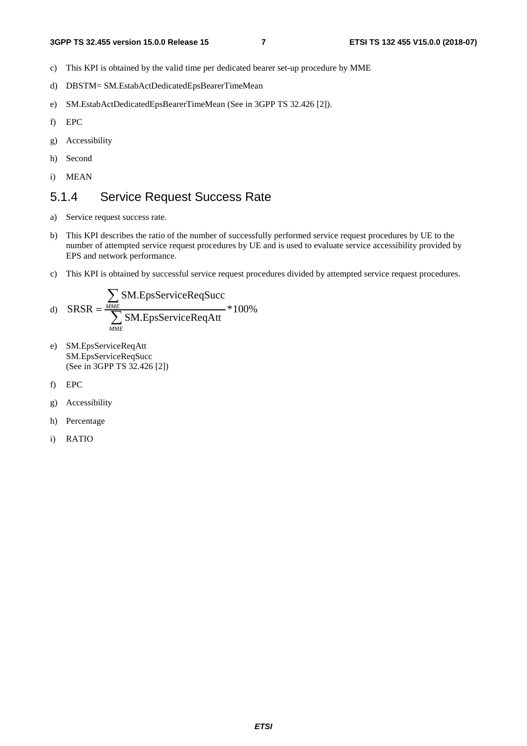c) This KPI is obtained by the valid time per dedicated bearer set-up procedure by MME

d) DBSTM= SM.EstabActDedicatedEpsBearerTimeMean

e) SM.EstabActDedicatedEpsBearerTimeMean (See in 3GPP TS 32.426 [2]).

f) EPC

g) Accessibility

h) Second

i) MEAN

### 5.1.4 Service Request Success Rate

a) Service request success rate.

b) This KPI describes the ratio of the number of successfully performed service request procedures by UE to the number of attempted service request procedures by UE and is used to evaluate service accessibility provided by EPS and network performance.

c) This KPI is obtained by successful service request procedures divided by attempted service request procedures.

d) $$\text{SRSR} = \frac{\sum_{MME} \text{SM.EpsServiceReqSucc}}{\sum_{MME} \text{SM.EpsServiceReqAtt}} * 100\%$$

e) SM.EpsServiceReqAtt
SM.EpsServiceReqSucc
(See in 3GPP TS 32.426 [2])

f) EPC

g) Accessibility

h) Percentage

i) RATIO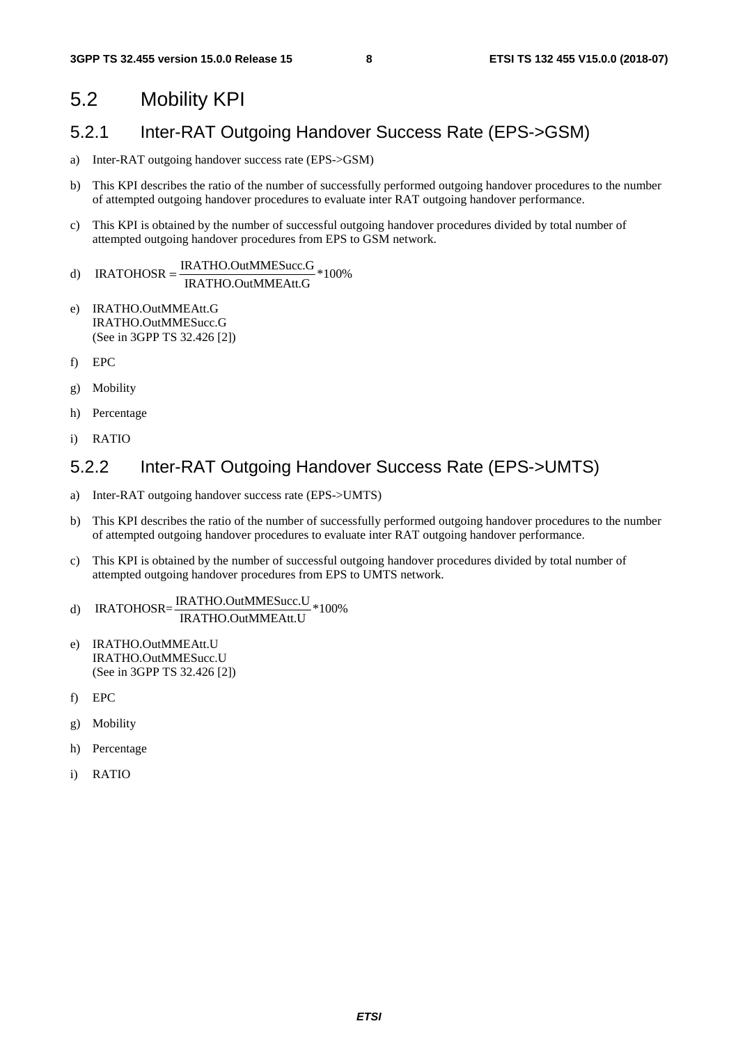## 5.2 Mobility KPI

### 5.2.1 Inter-RAT Outgoing Handover Success Rate (EPS->GSM)

a) Inter-RAT outgoing handover success rate (EPS->GSM)

b) This KPI describes the ratio of the number of successfully performed outgoing handover procedures to the number of attempted outgoing handover procedures to evaluate inter RAT outgoing handover performance.

c) This KPI is obtained by the number of successful outgoing handover procedures divided by total number of attempted outgoing handover procedures from EPS to GSM network.

d) $$\text{IRATOHOSR} = \frac{\text{IRATHO.OutMMESucc.G}}{\text{IRATHO.OutMMEAtt.G}} * 100\%$$

e) IRATHO.OutMMEAtt.G
IRATHO.OutMMESucc.G
(See in 3GPP TS 32.426 [2])

f) EPC

g) Mobility

h) Percentage

i) RATIO

### 5.2.2 Inter-RAT Outgoing Handover Success Rate (EPS->UMTS)

a) Inter-RAT outgoing handover success rate (EPS->UMTS)

b) This KPI describes the ratio of the number of successfully performed outgoing handover procedures to the number of attempted outgoing handover procedures to evaluate inter RAT outgoing handover performance.

c) This KPI is obtained by the number of successful outgoing handover procedures divided by total number of attempted outgoing handover procedures from EPS to UMTS network.

d) $$\text{IRATOHOSR} = \frac{\text{IRATHO.OutMMESucc.U}}{\text{IRATHO.OutMMEAtt.U}} * 100\%$$

e) IRATHO.OutMMEAtt.U
IRATHO.OutMMESucc.U
(See in 3GPP TS 32.426 [2])

f) EPC

g) Mobility

h) Percentage

i) RATIO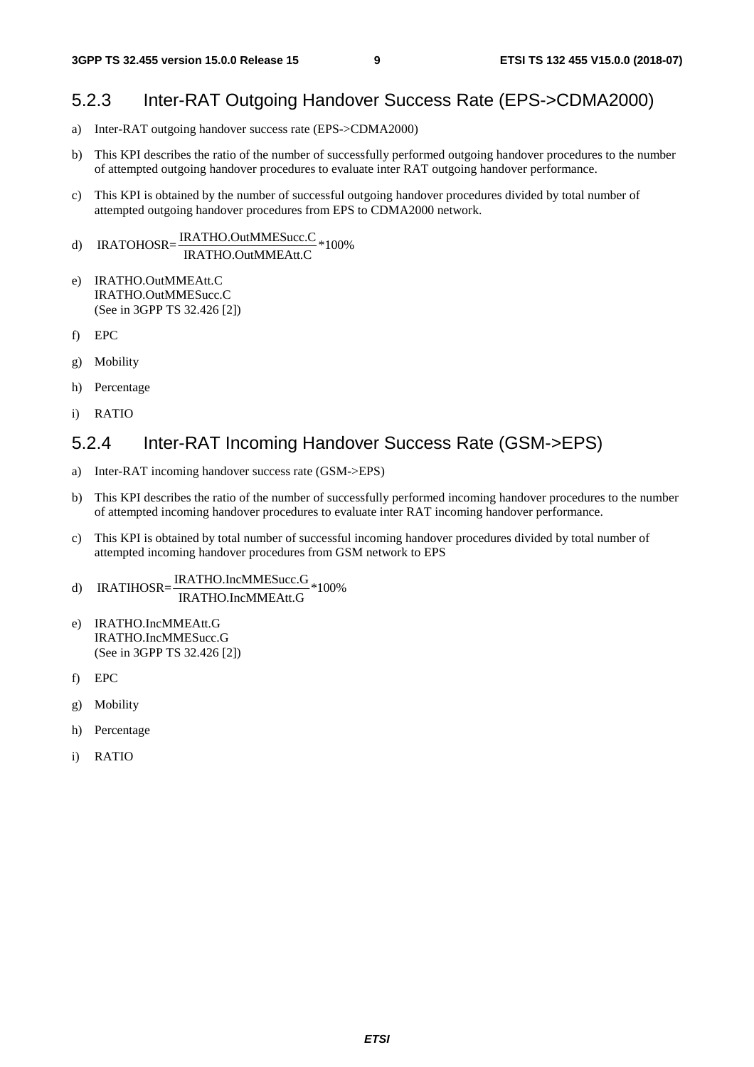### 5.2.3 Inter-RAT Outgoing Handover Success Rate (EPS->CDMA2000)

a) Inter-RAT outgoing handover success rate (EPS->CDMA2000)

b) This KPI describes the ratio of the number of successfully performed outgoing handover procedures to the number of attempted outgoing handover procedures to evaluate inter RAT outgoing handover performance.

c) This KPI is obtained by the number of successful outgoing handover procedures divided by total number of attempted outgoing handover procedures from EPS to CDMA2000 network.

d) $$\text{IRATOHOSR}=\frac{\text{IRATHO.OutMMESucc.C}}{\text{IRATHO.OutMMEAtt.C}}*100\%$$

e) IRATHO.OutMMEAtt.C
IRATHO.OutMMESucc.C
(See in 3GPP TS 32.426 [2])

f) EPC

g) Mobility

h) Percentage

i) RATIO

### 5.2.4 Inter-RAT Incoming Handover Success Rate (GSM->EPS)

a) Inter-RAT incoming handover success rate (GSM->EPS)

b) This KPI describes the ratio of the number of successfully performed incoming handover procedures to the number of attempted incoming handover procedures to evaluate inter RAT incoming handover performance.

c) This KPI is obtained by total number of successful incoming handover procedures divided by total number of attempted incoming handover procedures from GSM network to EPS

d) $$\text{IRATIHOSR}=\frac{\text{IRATHO.IncMMESucc.G}}{\text{IRATHO.IncMMEAtt.G}}*100\%$$

e) IRATHO.IncMMEAtt.G
IRATHO.IncMMESucc.G
(See in 3GPP TS 32.426 [2])

f) EPC

g) Mobility

h) Percentage

i) RATIO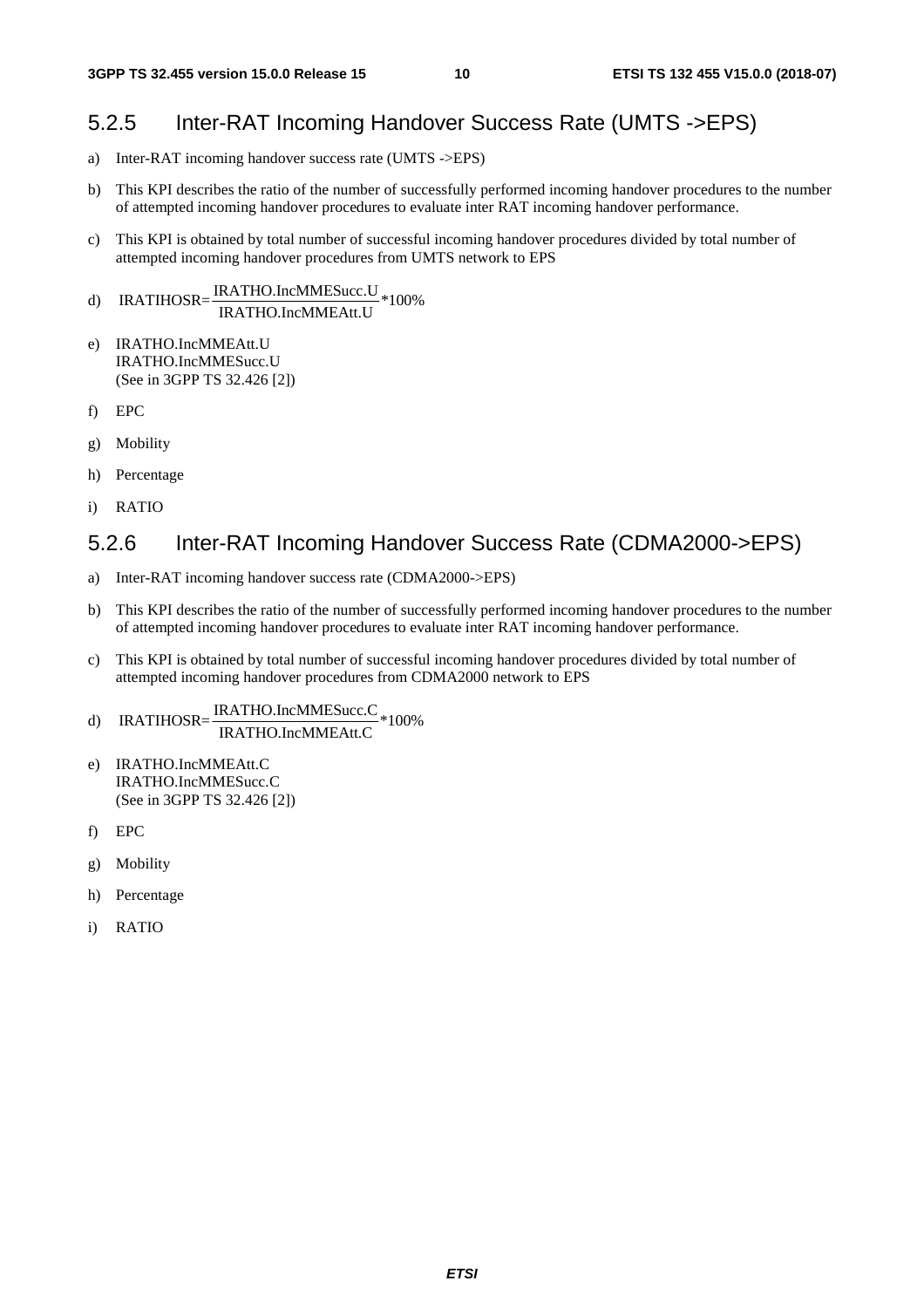### 5.2.5 Inter-RAT Incoming Handover Success Rate (UMTS ->EPS)

a) Inter-RAT incoming handover success rate (UMTS ->EPS)

b) This KPI describes the ratio of the number of successfully performed incoming handover procedures to the number of attempted incoming handover procedures to evaluate inter RAT incoming handover performance.

c) This KPI is obtained by total number of successful incoming handover procedures divided by total number of attempted incoming handover procedures from UMTS network to EPS

d) $$\text{IRATIHOSR}=\frac{\text{IRATHO.IncMMESucc.U}}{\text{IRATHO.IncMMEAtt.U}}*100\%$$

e) IRATHO.IncMMEAtt.U
IRATHO.IncMMESucc.U
(See in 3GPP TS 32.426 [2])

f) EPC

g) Mobility

h) Percentage

i) RATIO

### 5.2.6 Inter-RAT Incoming Handover Success Rate (CDMA2000->EPS)

a) Inter-RAT incoming handover success rate (CDMA2000->EPS)

b) This KPI describes the ratio of the number of successfully performed incoming handover procedures to the number of attempted incoming handover procedures to evaluate inter RAT incoming handover performance.

c) This KPI is obtained by total number of successful incoming handover procedures divided by total number of attempted incoming handover procedures from CDMA2000 network to EPS

d) $$\text{IRATIHOSR}=\frac{\text{IRATHO.IncMMESucc.C}}{\text{IRATHO.IncMMEAtt.C}}*100\%$$

e) IRATHO.IncMMEAtt.C
IRATHO.IncMMESucc.C
(See in 3GPP TS 32.426 [2])

f) EPC

g) Mobility

h) Percentage

i) RATIO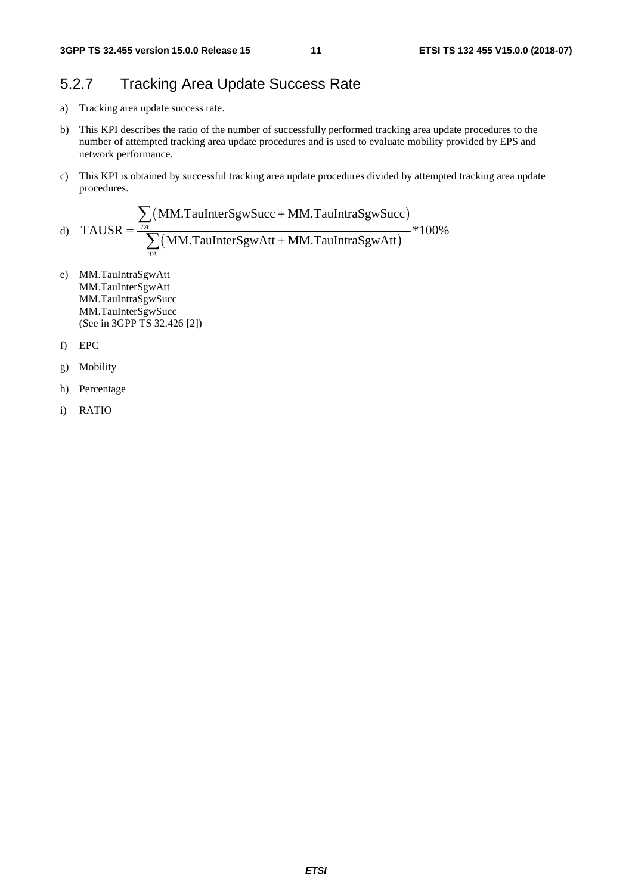### 5.2.7 Tracking Area Update Success Rate

a) Tracking area update success rate.

b) This KPI describes the ratio of the number of successfully performed tracking area update procedures to the number of attempted tracking area update procedures and is used to evaluate mobility provided by EPS and network performance.

c) This KPI is obtained by successful tracking area update procedures divided by attempted tracking area update procedures.

d) $$\text{TAUSR} = \frac{\sum_{TA}(\text{MM.TauInterSgwSucc} + \text{MM.TauIntraSgwSucc})}{\sum_{TA}(\text{MM.TauInterSgwAtt} + \text{MM.TauIntraSgwAtt})} * 100\%$$

e) MM.TauIntraSgwAtt
MM.TauInterSgwAtt
MM.TauIntraSgwSucc
MM.TauInterSgwSucc
(See in 3GPP TS 32.426 [2])

f) EPC

g) Mobility

h) Percentage

i) RATIO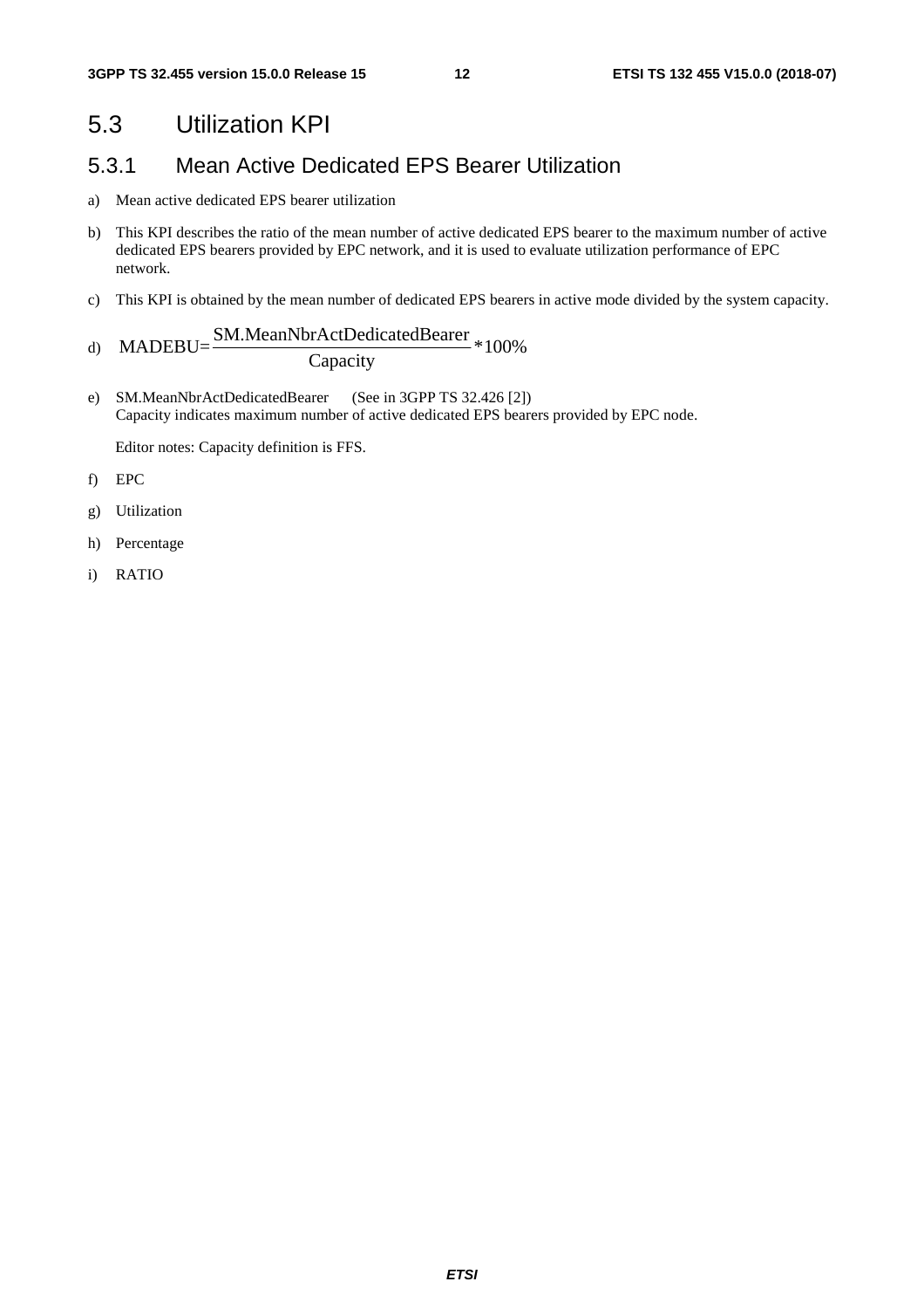## 5.3 Utilization KPI

### 5.3.1 Mean Active Dedicated EPS Bearer Utilization

a) Mean active dedicated EPS bearer utilization

b) This KPI describes the ratio of the mean number of active dedicated EPS bearer to the maximum number of active dedicated EPS bearers provided by EPC network, and it is used to evaluate utilization performance of EPC network.

c) This KPI is obtained by the mean number of dedicated EPS bearers in active mode divided by the system capacity.

d) $$\text{MADEBU}=\frac{\text{SM.MeanNbrActDedicatedBearer}}{\text{Capacity}}*100\%$$

e) SM.MeanNbrActDedicatedBearer (See in 3GPP TS 32.426 [2])
Capacity indicates maximum number of active dedicated EPS bearers provided by EPC node.

Editor notes: Capacity definition is FFS.

f) EPC

g) Utilization

h) Percentage

i) RATIO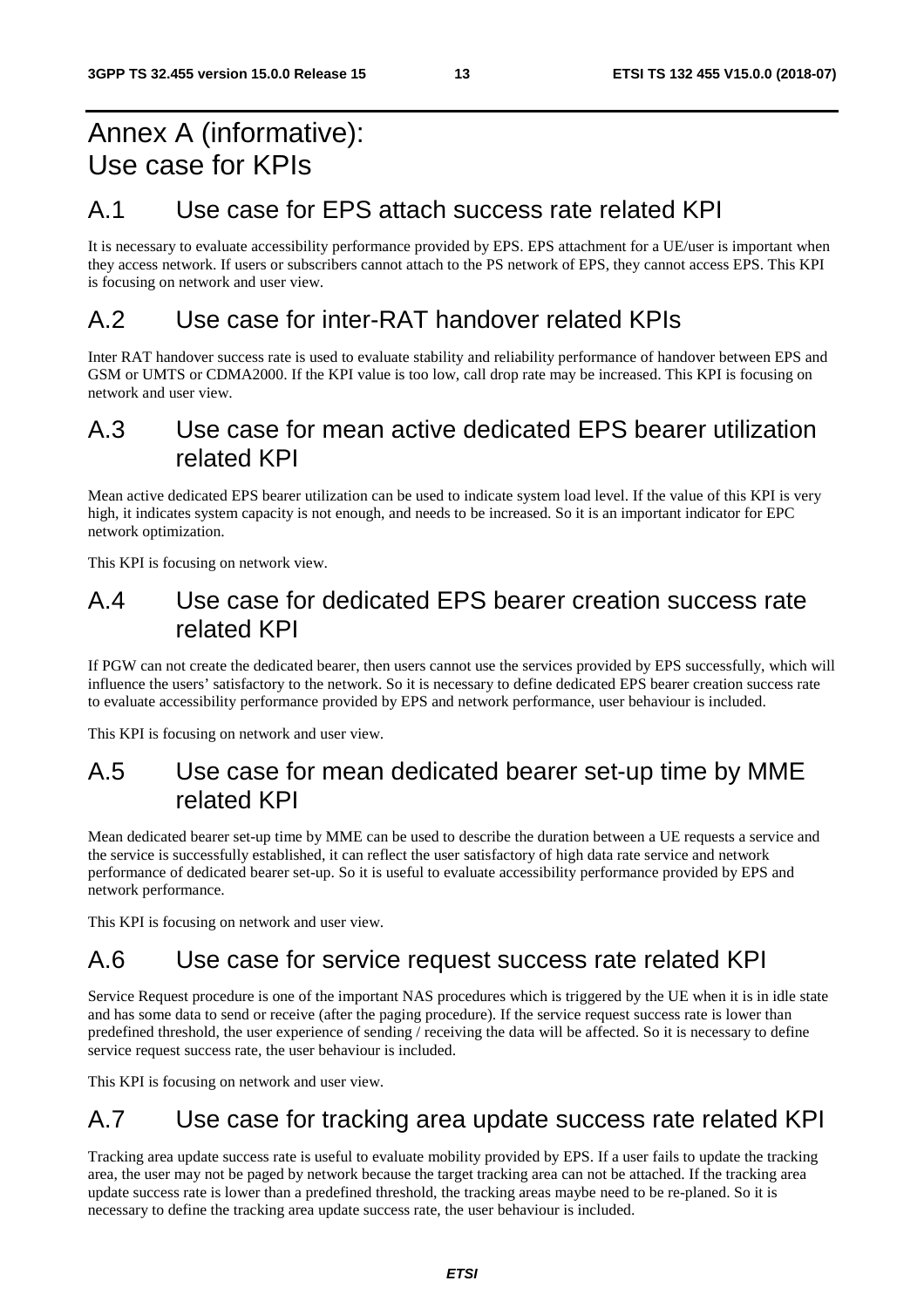# Annex A (informative): Use case for KPIs

## A.1 Use case for EPS attach success rate related KPI

It is necessary to evaluate accessibility performance provided by EPS. EPS attachment for a UE/user is important when they access network. If users or subscribers cannot attach to the PS network of EPS, they cannot access EPS. This KPI is focusing on network and user view.

## A.2 Use case for inter-RAT handover related KPIs

Inter RAT handover success rate is used to evaluate stability and reliability performance of handover between EPS and GSM or UMTS or CDMA2000. If the KPI value is too low, call drop rate may be increased. This KPI is focusing on network and user view.

## A.3 Use case for mean active dedicated EPS bearer utilization related KPI

Mean active dedicated EPS bearer utilization can be used to indicate system load level. If the value of this KPI is very high, it indicates system capacity is not enough, and needs to be increased. So it is an important indicator for EPC network optimization.

This KPI is focusing on network view.

## A.4 Use case for dedicated EPS bearer creation success rate related KPI

If PGW can not create the dedicated bearer, then users cannot use the services provided by EPS successfully, which will influence the users' satisfactory to the network. So it is necessary to define dedicated EPS bearer creation success rate to evaluate accessibility performance provided by EPS and network performance, user behaviour is included.

This KPI is focusing on network and user view.

## A.5 Use case for mean dedicated bearer set-up time by MME related KPI

Mean dedicated bearer set-up time by MME can be used to describe the duration between a UE requests a service and the service is successfully established, it can reflect the user satisfactory of high data rate service and network performance of dedicated bearer set-up. So it is useful to evaluate accessibility performance provided by EPS and network performance.

This KPI is focusing on network and user view.

## A.6 Use case for service request success rate related KPI

Service Request procedure is one of the important NAS procedures which is triggered by the UE when it is in idle state and has some data to send or receive (after the paging procedure). If the service request success rate is lower than predefined threshold, the user experience of sending / receiving the data will be affected. So it is necessary to define service request success rate, the user behaviour is included.

This KPI is focusing on network and user view.

## A.7 Use case for tracking area update success rate related KPI

Tracking area update success rate is useful to evaluate mobility provided by EPS. If a user fails to update the tracking area, the user may not be paged by network because the target tracking area can not be attached. If the tracking area update success rate is lower than a predefined threshold, the tracking areas maybe need to be re-planed. So it is necessary to define the tracking area update success rate, the user behaviour is included.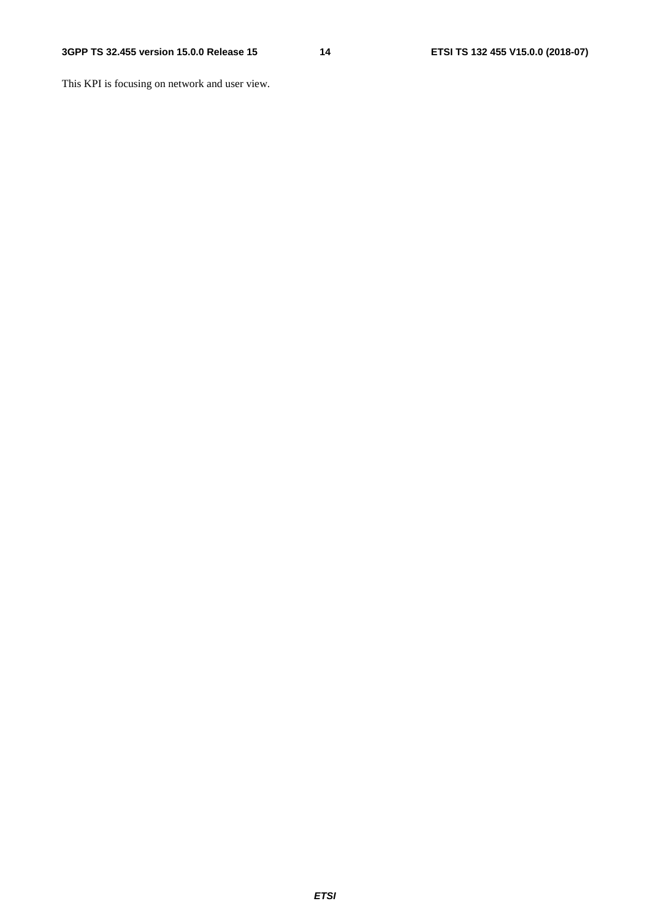This KPI is focusing on network and user view.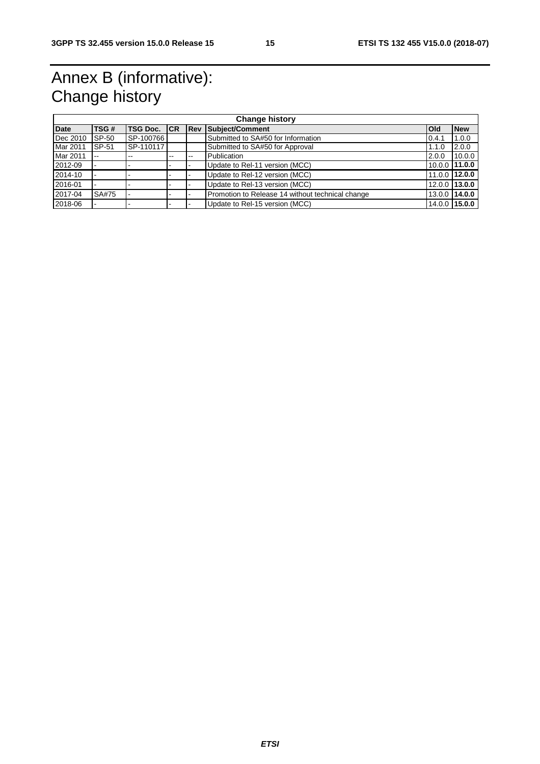# Annex B (informative): Change history

| Change history | | | | | | | |
|---|---|---|---|---|---|---|---|
| **Date** | **TSG #** | **TSG Doc.** | **CR** | **Rev** | **Subject/Comment** | **Old** | **New** |
| Dec 2010 | SP-50 | SP-100766 | | | Submitted to SA#50 for Information | 0.4.1 | 1.0.0 |
| Mar 2011 | SP-51 | SP-110117 | | | Submitted to SA#50 for Approval | 1.1.0 | 2.0.0 |
| Mar 2011 | -- | -- | -- | -- | Publication | 2.0.0 | 10.0.0 |
| 2012-09 | - | - | - | - | Update to Rel-11 version (MCC) | 10.0.0 | **11.0.0** |
| 2014-10 | - | - | - | - | Update to Rel-12 version (MCC) | 11.0.0 | **12.0.0** |
| 2016-01 | - | - | - | - | Update to Rel-13 version (MCC) | 12.0.0 | **13.0.0** |
| 2017-04 | SA#75 | - | - | - | Promotion to Release 14 without technical change | 13.0.0 | **14.0.0** |
| 2018-06 | - | - | - | - | Update to Rel-15 version (MCC) | 14.0.0 | **15.0.0** |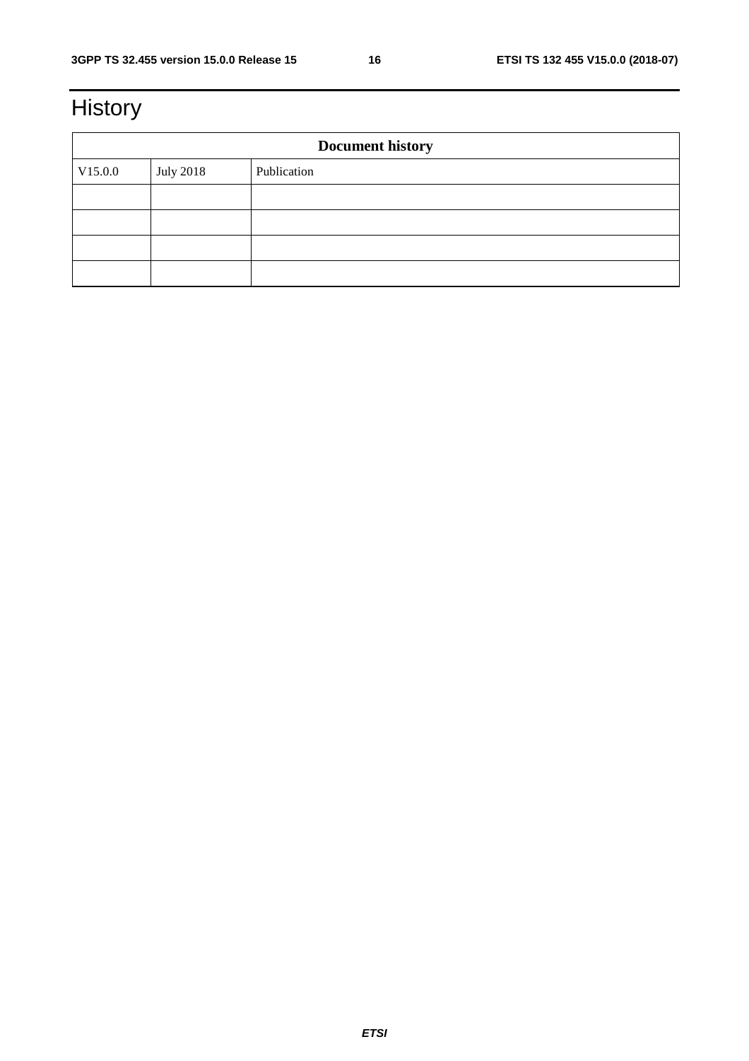# History

| Document history | | |
|---|---|---|
| V15.0.0 | July 2018 | Publication |
| | | |
| | | |
| | | |
| | | |